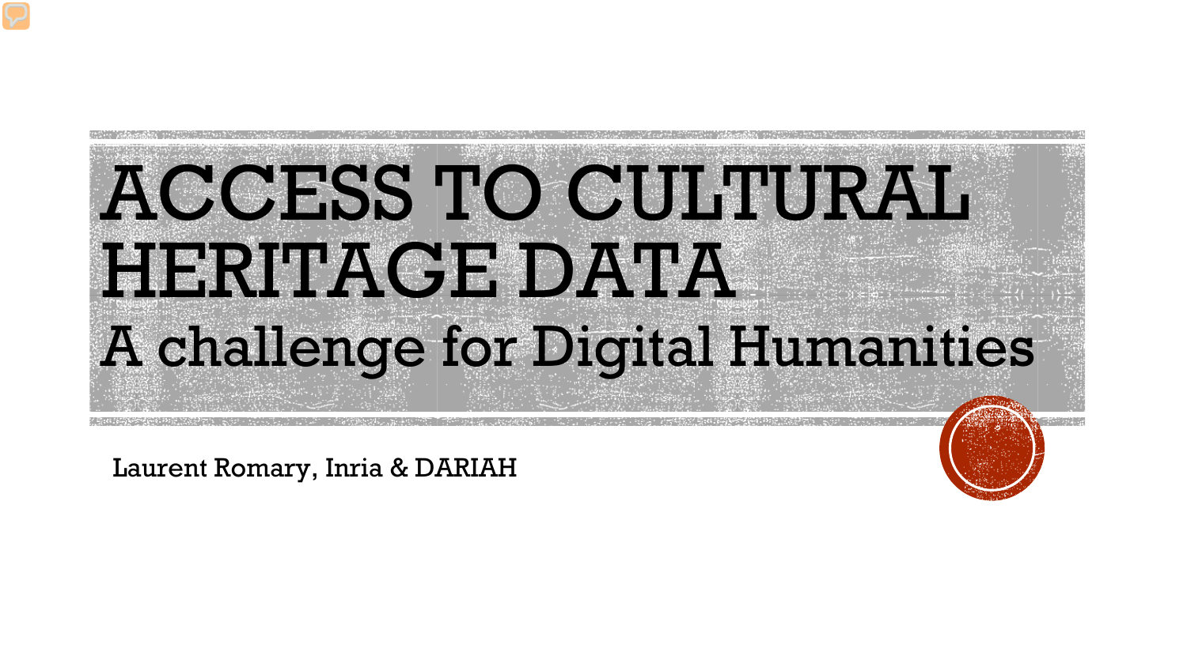# ACCESS TO CULTURAL HERITAGE DATA

## A challenge for Digital Humanities

Laurent Romary, Inria & DARIAH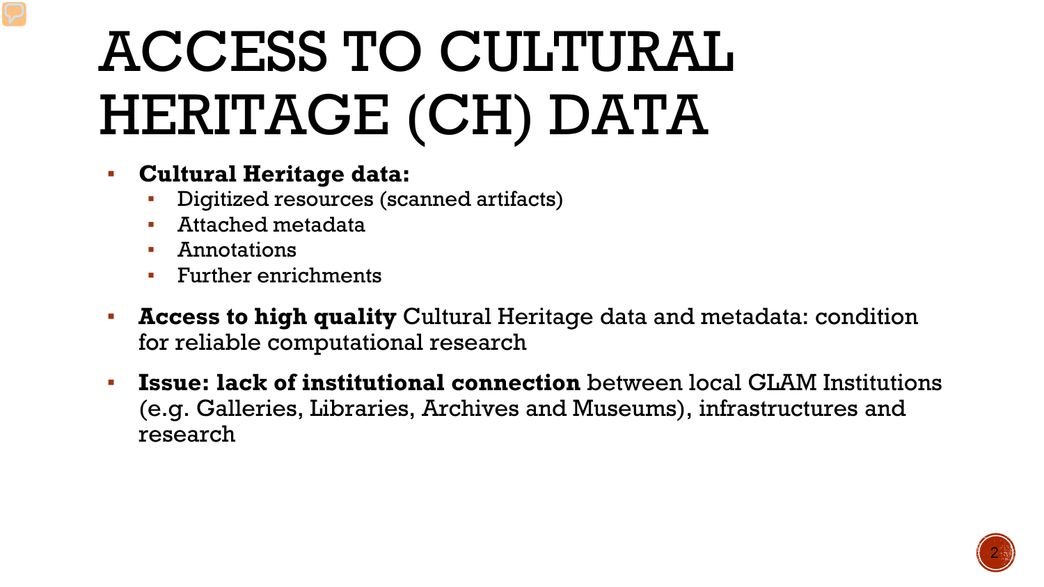# ACCESS TO CULTURAL HERITAGE (CH) DATA

- **Cultural Heritage data:**
  - Digitized resources (scanned artifacts)
  - Attached metadata
  - Annotations
  - Further enrichments
- **Access to high quality** Cultural Heritage data and metadata: condition for reliable computational research
- **Issue: lack of institutional connection** between local GLAM Institutions (e.g. Galleries, Libraries, Archives and Museums), infrastructures and research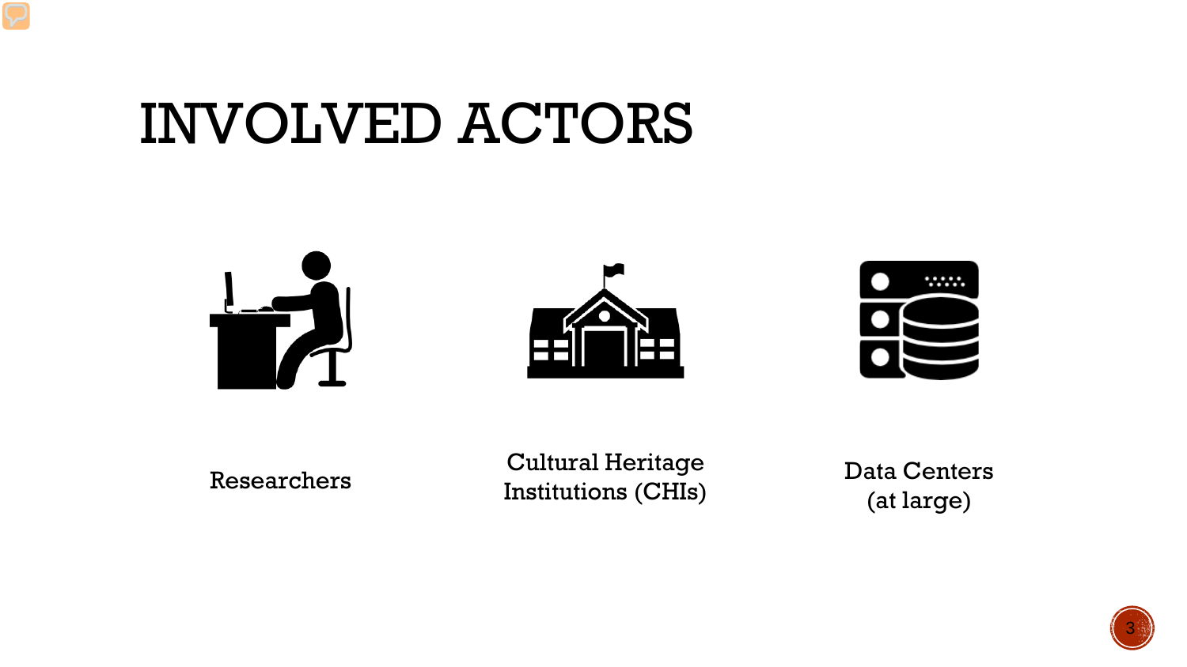# INVOLVED ACTORS

Researchers

Cultural Heritage Institutions (CHIs)

Data Centers (at large)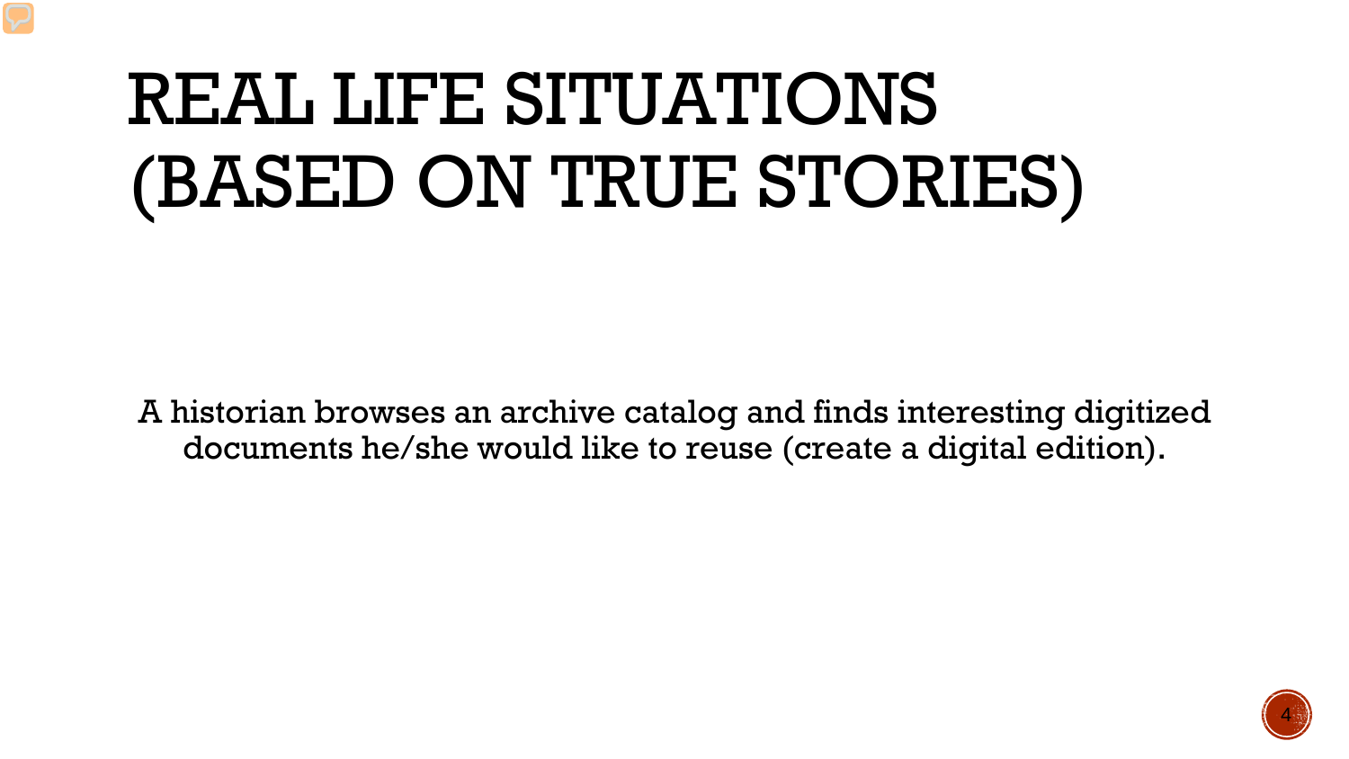# REAL LIFE SITUATIONS (BASED ON TRUE STORIES)

A historian browses an archive catalog and finds interesting digitized documents he/she would like to reuse (create a digital edition).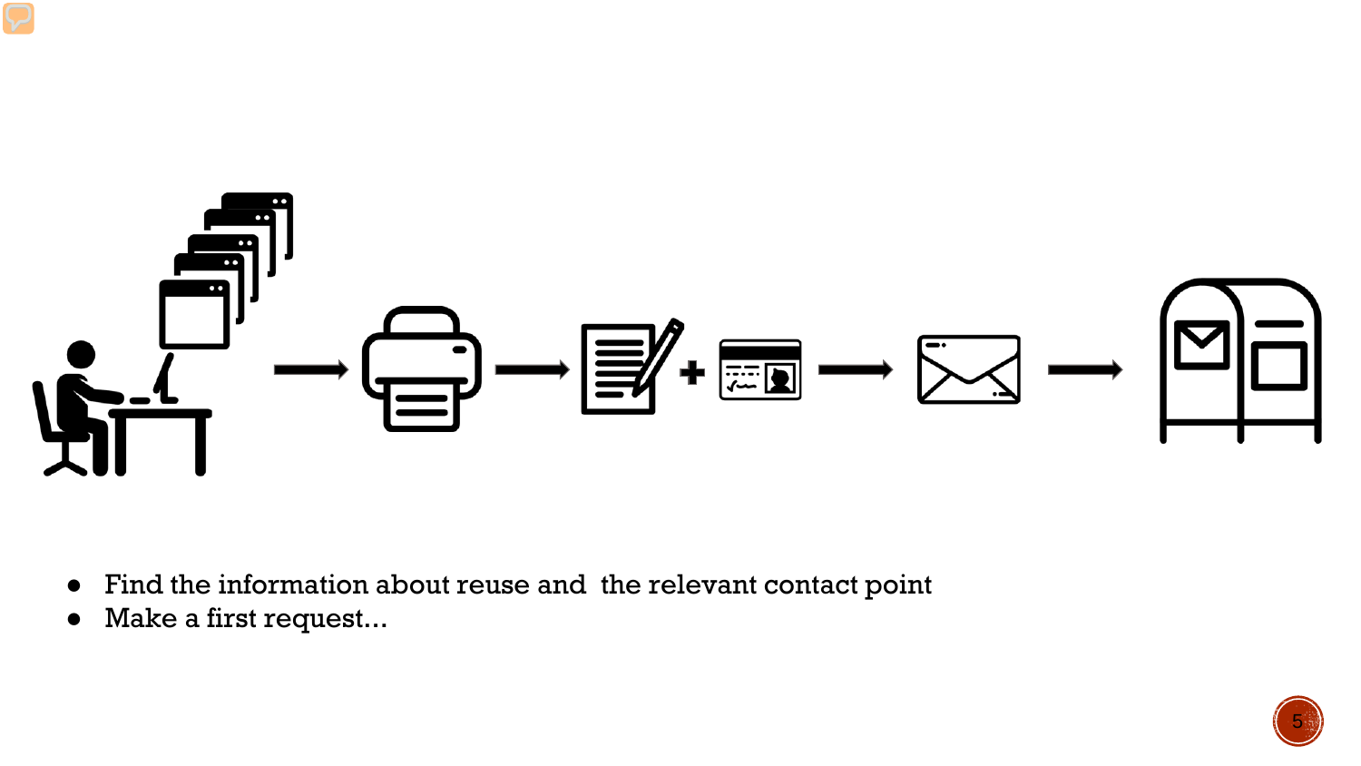- Find the information about reuse and  the relevant contact point
- Make a first request...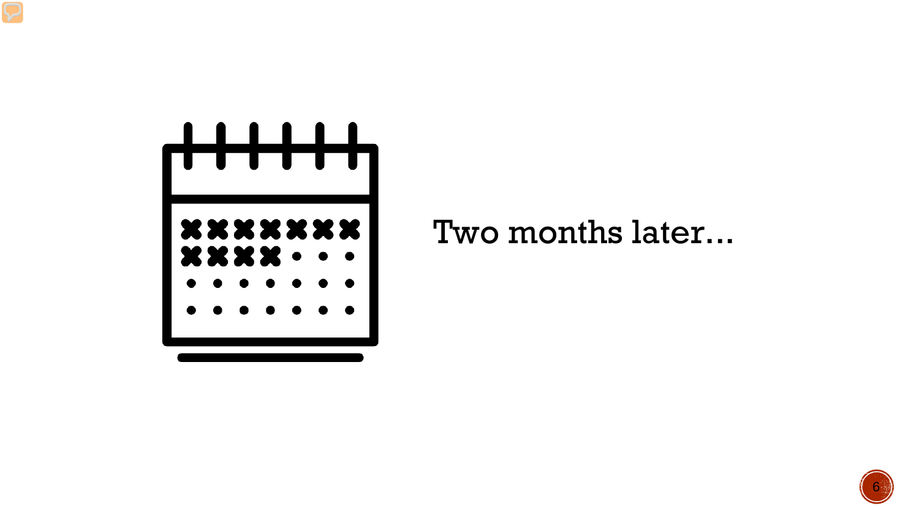Two months later…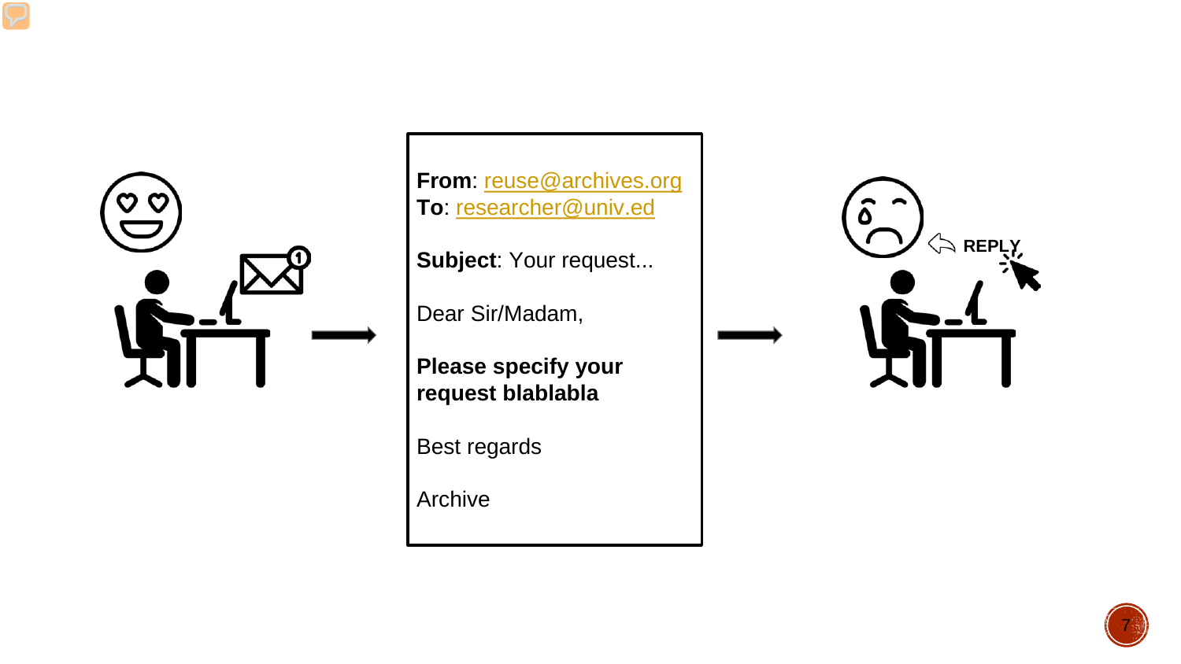**From**: reuse@archives.org
**To**: researcher@univ.ed

**Subject**: Your request...

Dear Sir/Madam,

**Please specify your request blablabla**

Best regards

Archive

REPLY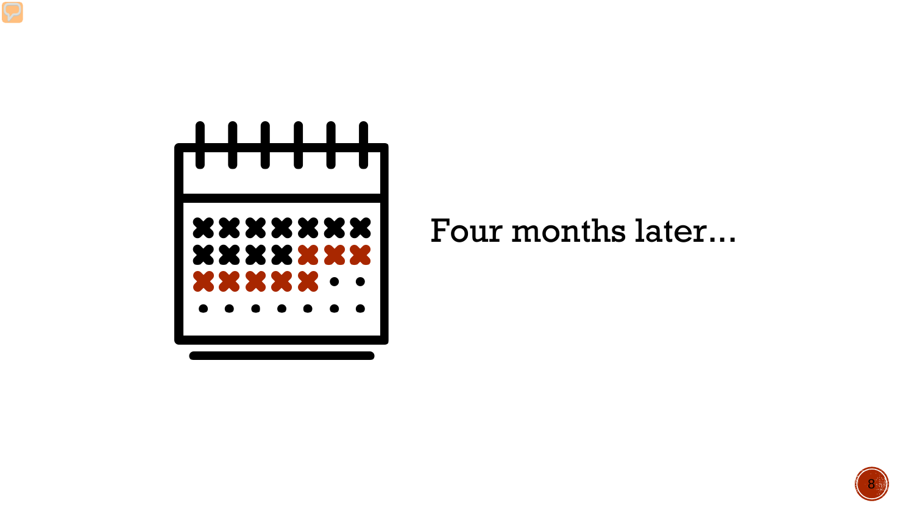Four months later…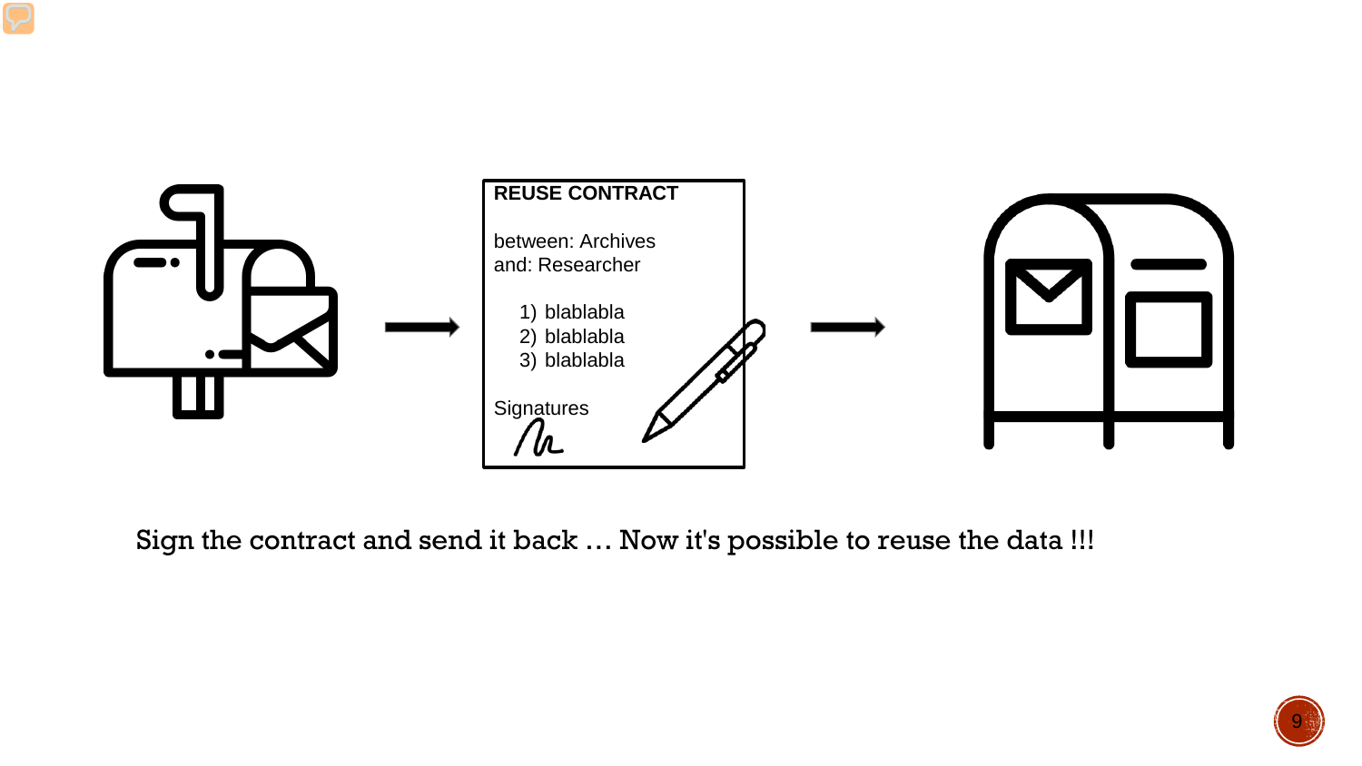**REUSE CONTRACT**

between: Archives
and: Researcher

1) blablabla
2) blablabla
3) blablabla

Signatures

Sign the contract and send it back … Now it's possible to reuse the data !!!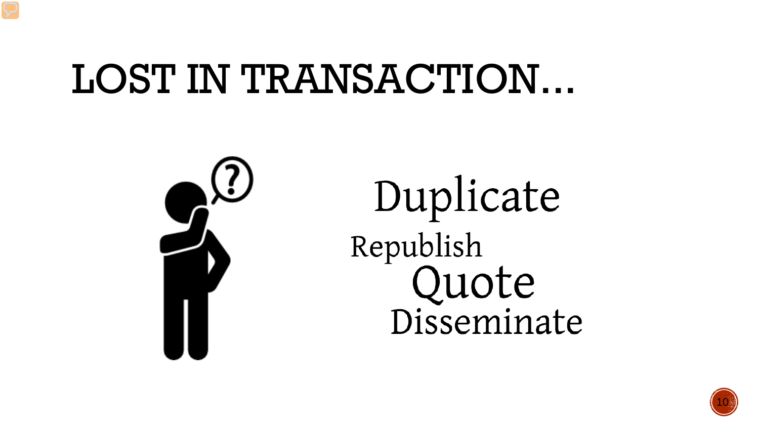# LOST IN TRANSACTION…

Duplicate

Republish

Quote

Disseminate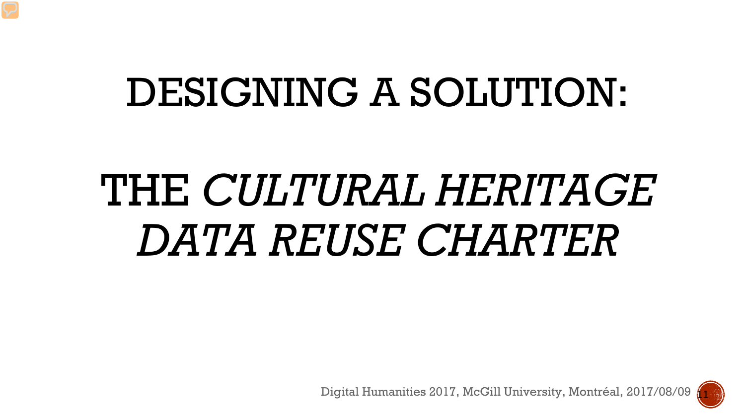# DESIGNING A SOLUTION:

# THE *CULTURAL HERITAGE DATA REUSE CHARTER*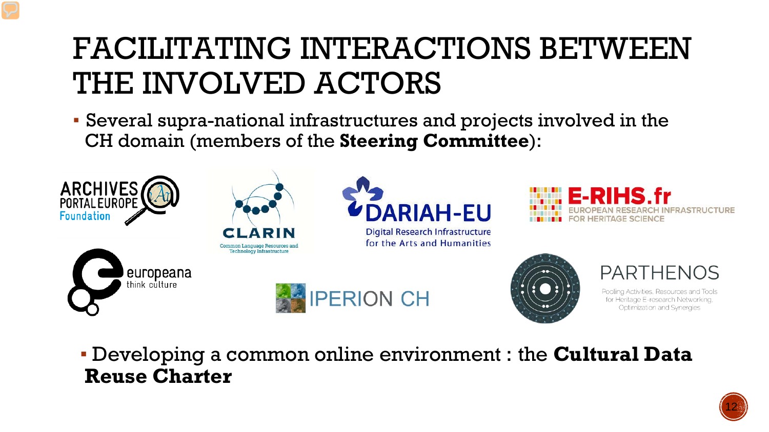# FACILITATING INTERACTIONS BETWEEN THE INVOLVED ACTORS

- Several supra-national infrastructures and projects involved in the CH domain (members of the **Steering Committee**):

ARCHIVES PORTAL EUROPE Foundation

CLARIN Common Language Resources and Technology Infrastructure

DARIAH-EU Digital Research Infrastructure for the Arts and Humanities

E-RIHS.fr EUROPEAN RESEARCH INFRASTRUCTURE FOR HERITAGE SCIENCE

europeana think culture

IPERION CH

PARTHENOS Pooling Activities, Resources and Tools for Heritage E-research Networking, Optimization and Synergies

- Developing a common online environment : the **Cultural Data Reuse Charter**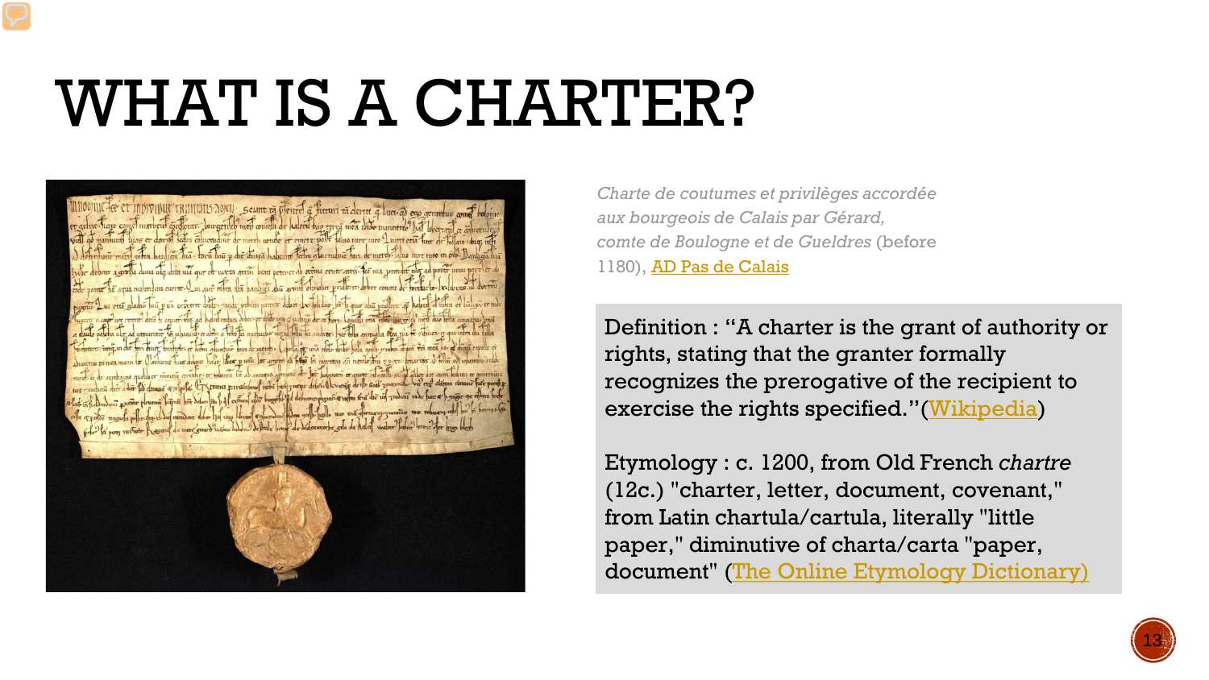# WHAT IS A CHARTER?

*Charte de coutumes et privilèges accordée aux bourgeois de Calais par Gérard, comte de Boulogne et de Gueldres* (before 1180), AD Pas de Calais

Definition : "A charter is the grant of authority or rights, stating that the granter formally recognizes the prerogative of the recipient to exercise the rights specified."(Wikipedia)

Etymology : c. 1200, from Old French *chartre* (12c.) "charter, letter, document, covenant," from Latin chartula/cartula, literally "little paper," diminutive of charta/carta "paper, document" (The Online Etymology Dictionary)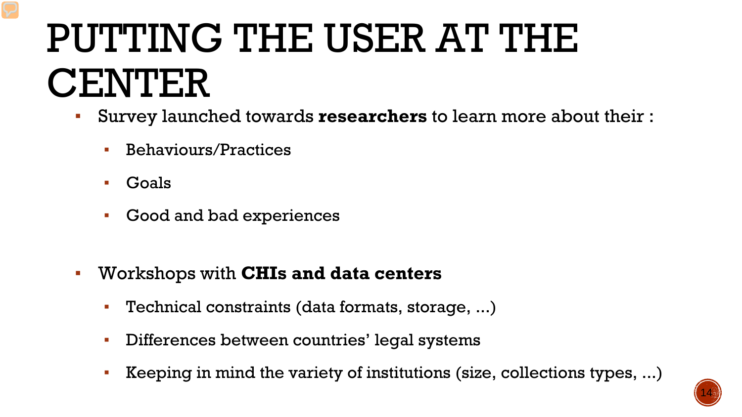# PUTTING THE USER AT THE CENTER

- Survey launched towards **researchers** to learn more about their :
  - Behaviours/Practices
  - Goals
  - Good and bad experiences

- Workshops with **CHIs and data centers**
  - Technical constraints (data formats, storage, ...)
  - Differences between countries' legal systems
  - Keeping in mind the variety of institutions (size, collections types, ...)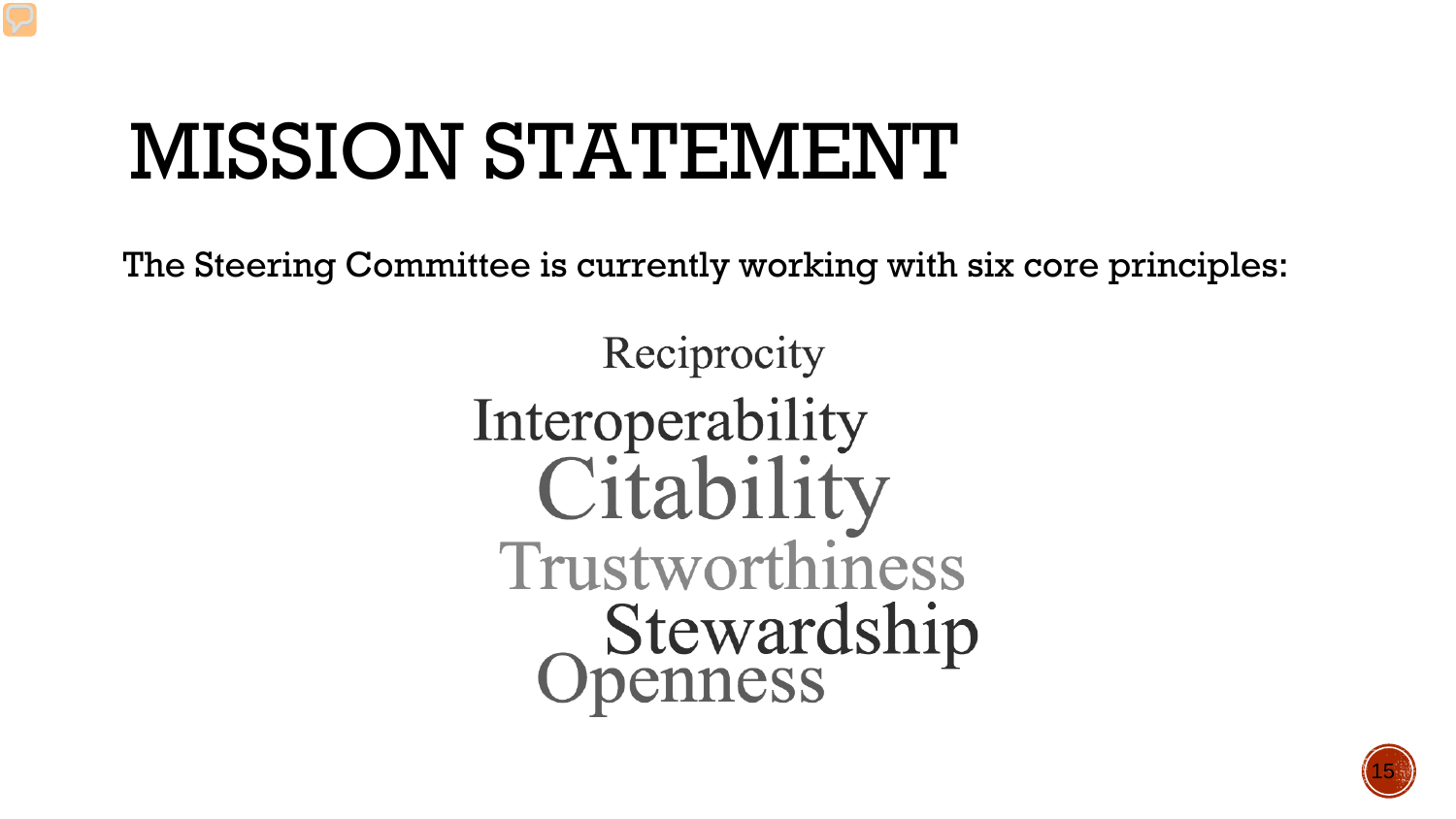# MISSION STATEMENT

The Steering Committee is currently working with six core principles:

- Reciprocity
- Interoperability
- Citability
- Trustworthiness
- Stewardship
- Openness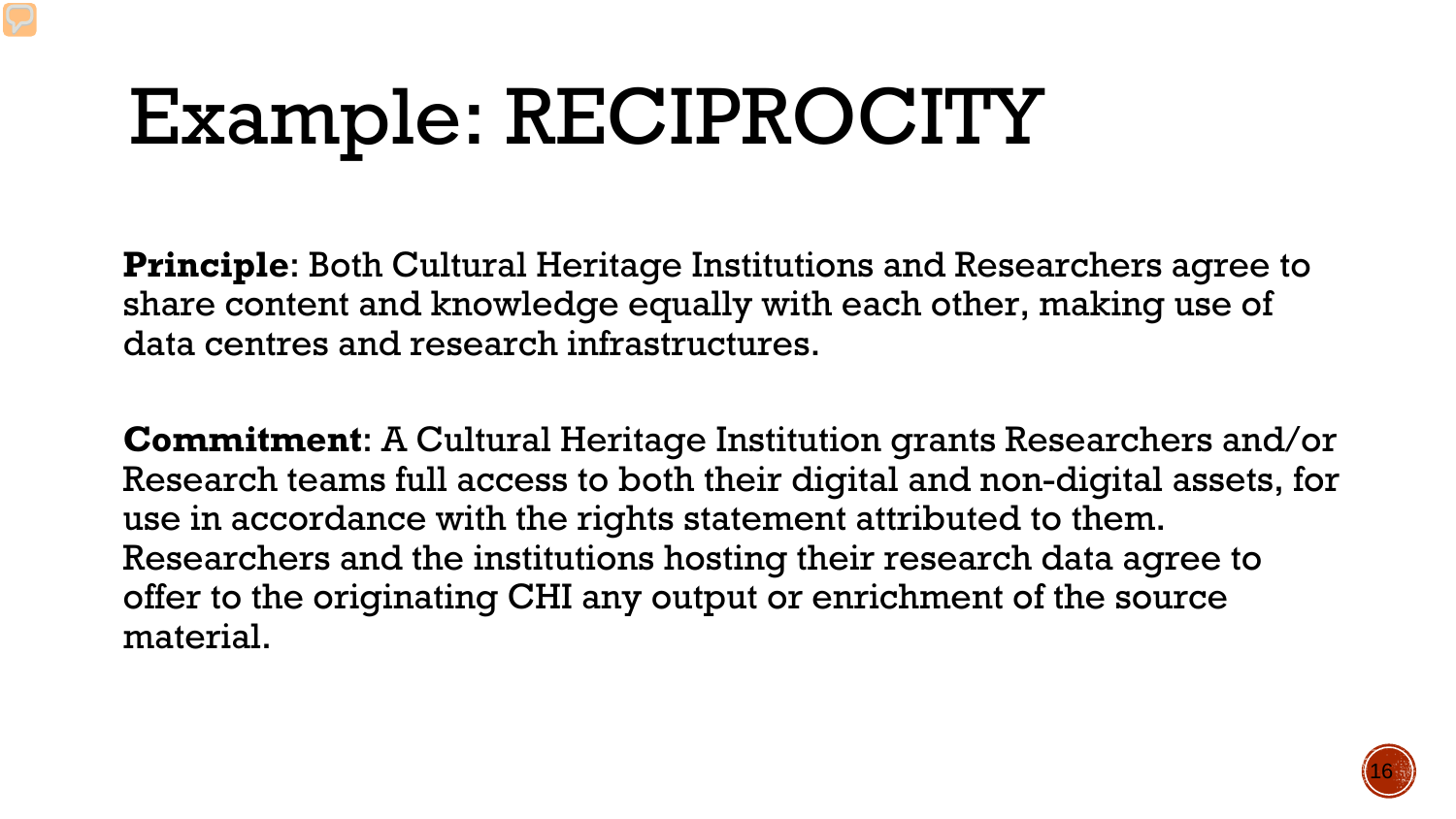# Example: RECIPROCITY

**Principle**: Both Cultural Heritage Institutions and Researchers agree to share content and knowledge equally with each other, making use of data centres and research infrastructures.

**Commitment**: A Cultural Heritage Institution grants Researchers and/or Research teams full access to both their digital and non-digital assets, for use in accordance with the rights statement attributed to them. Researchers and the institutions hosting their research data agree to offer to the originating CHI any output or enrichment of the source material.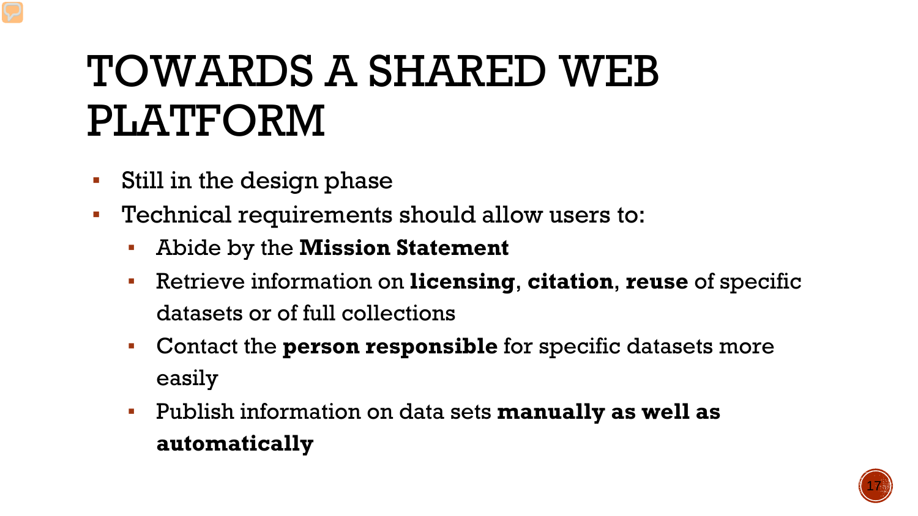# TOWARDS A SHARED WEB PLATFORM

- Still in the design phase
- Technical requirements should allow users to:
  - Abide by the **Mission Statement**
  - Retrieve information on **licensing**, **citation**, **reuse** of specific datasets or of full collections
  - Contact the **person responsible** for specific datasets more easily
  - Publish information on data sets **manually as well as automatically**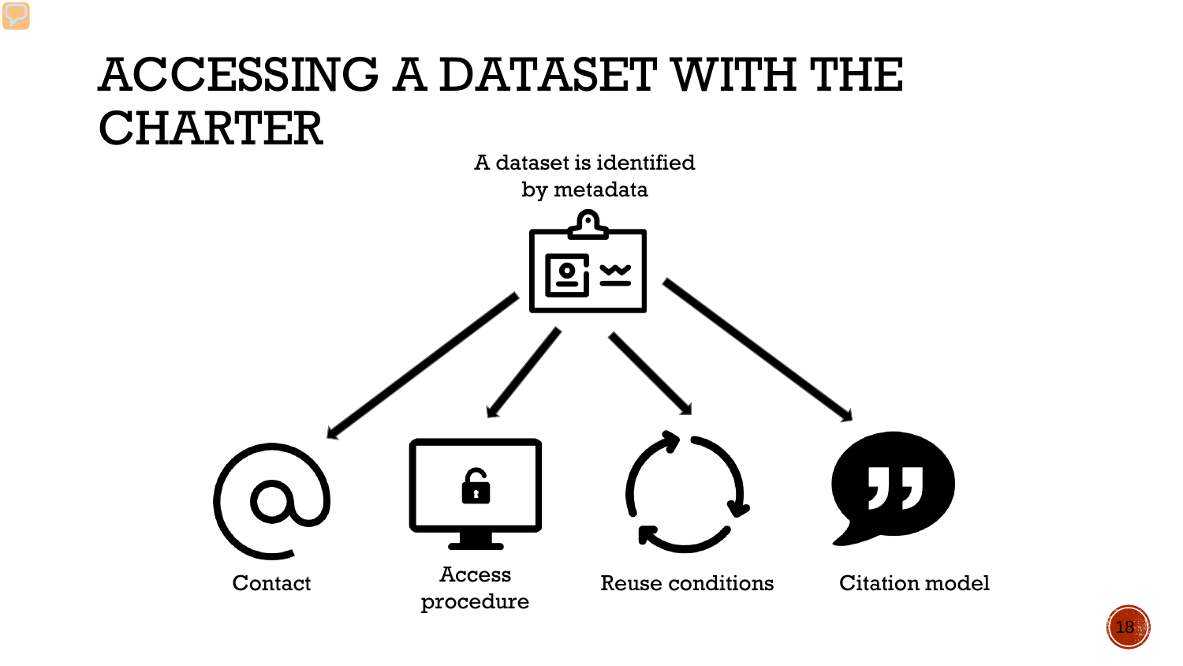# ACCESSING A DATASET WITH THE CHARTER

A dataset is identified by metadata

Contact

Access procedure

Reuse conditions

Citation model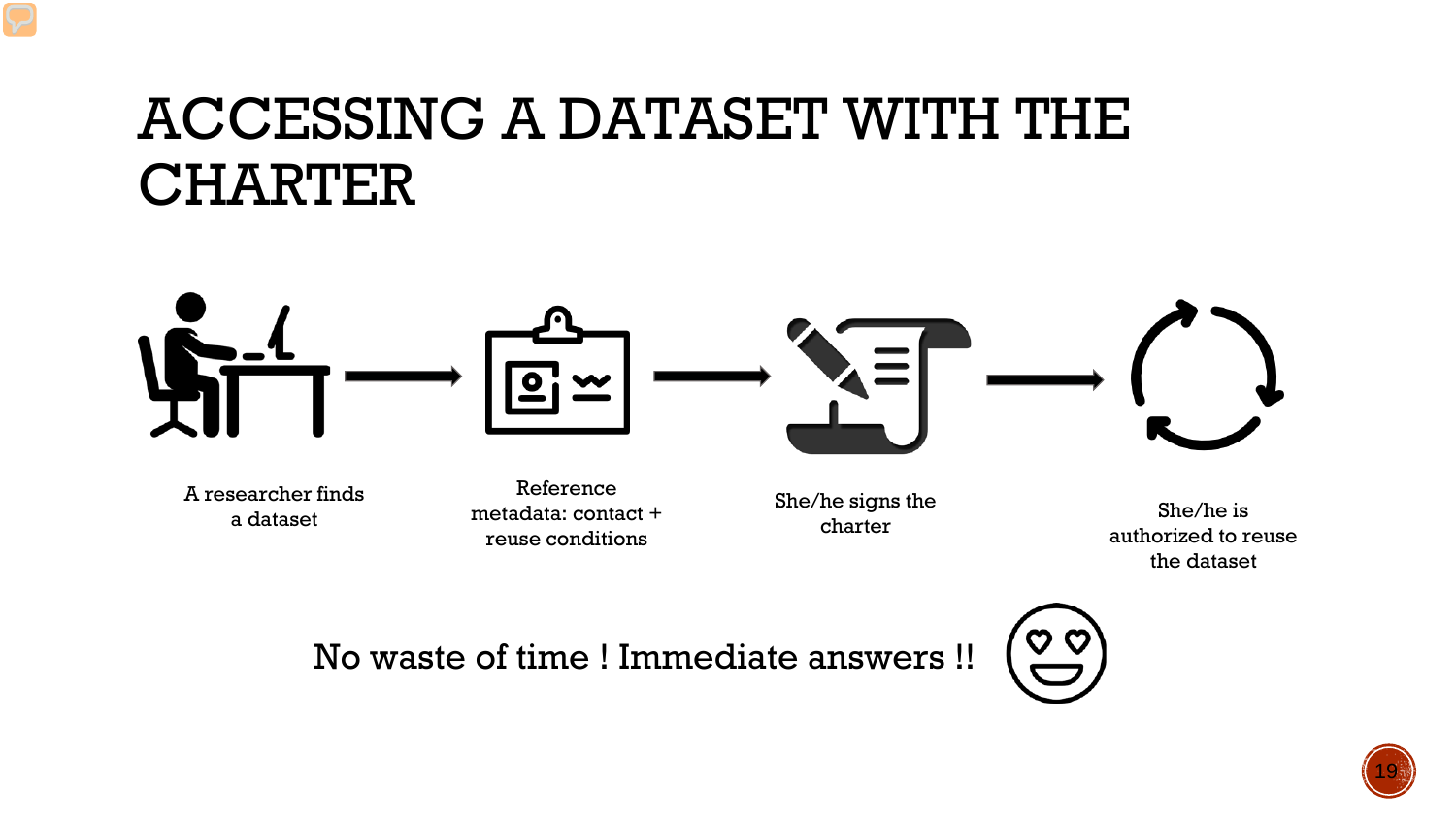# ACCESSING A DATASET WITH THE CHARTER

A researcher finds a dataset → Reference metadata: contact + reuse conditions → She/he signs the charter → She/he is authorized to reuse the dataset

No waste of time ! Immediate answers !!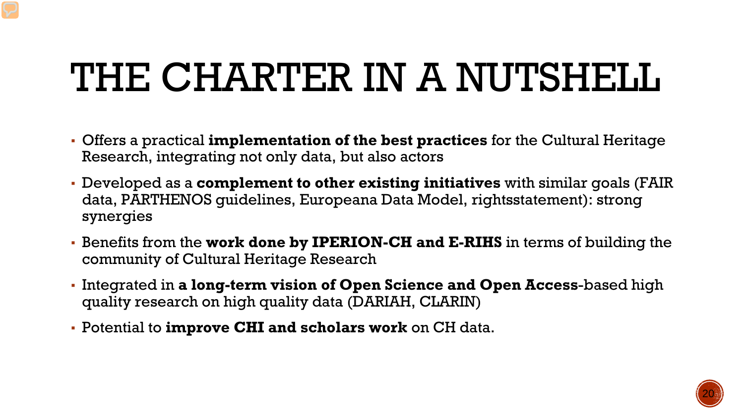# THE CHARTER IN A NUTSHELL

- Offers a practical **implementation of the best practices** for the Cultural Heritage Research, integrating not only data, but also actors
- Developed as a **complement to other existing initiatives** with similar goals (FAIR data, PARTHENOS guidelines, Europeana Data Model, rightsstatement): strong synergies
- Benefits from the **work done by IPERION-CH and E-RIHS** in terms of building the community of Cultural Heritage Research
- Integrated in **a long-term vision of Open Science and Open Access**-based high quality research on high quality data (DARIAH, CLARIN)
- Potential to **improve CHI and scholars work** on CH data.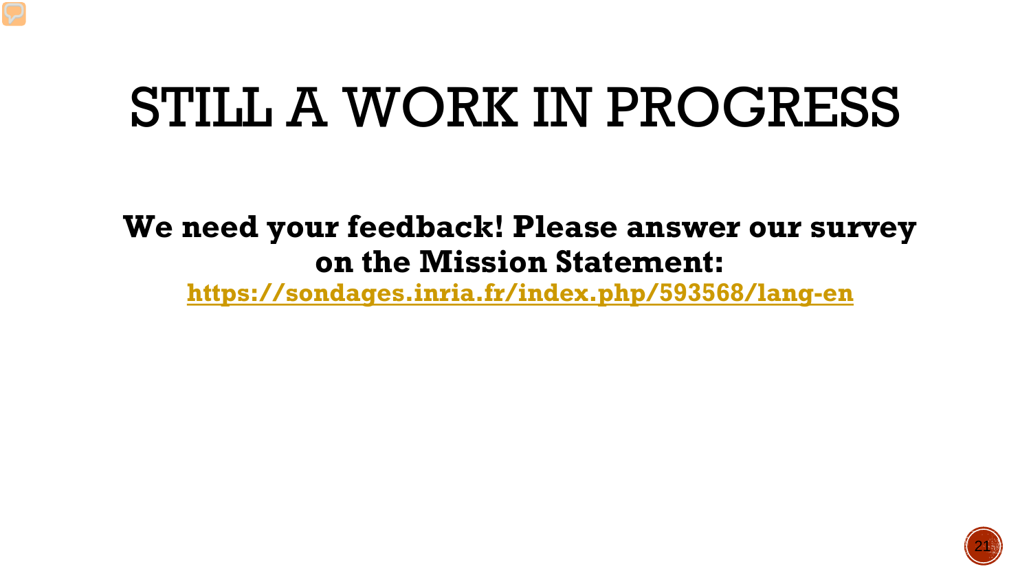# STILL A WORK IN PROGRESS

**We need your feedback! Please answer our survey on the Mission Statement:**

**https://sondages.inria.fr/index.php/593568/lang-en**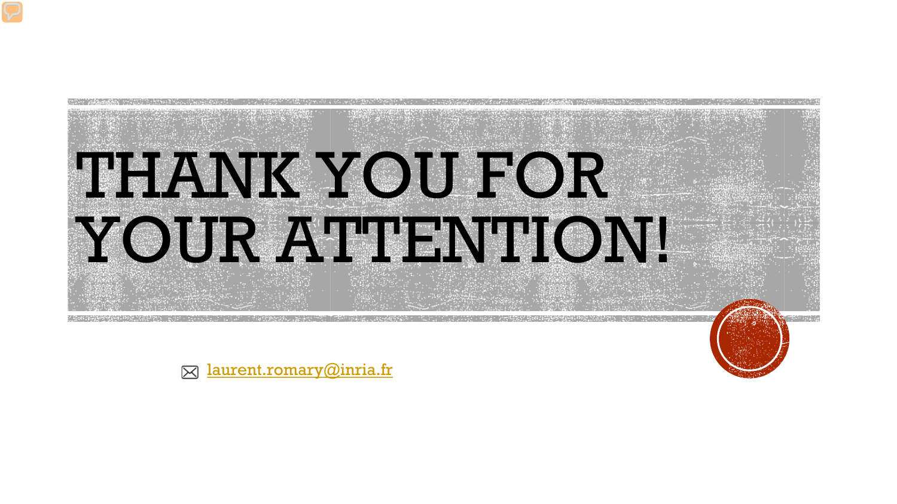# THANK YOU FOR YOUR ATTENTION!

laurent.romary@inria.fr